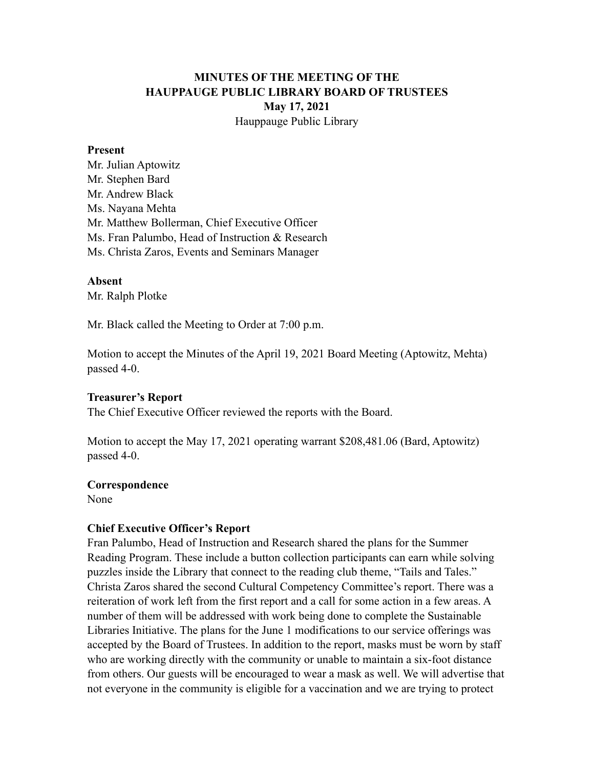# MINUTES OF THE MEETING OF THE HAUPPAUGE PUBLIC LIBRARY BOARD OF TRUSTEES

**May 17, 2021**

Hauppauge Public Library

**Present**

Mr. Julian Aptowitz
Mr. Stephen Bard
Mr. Andrew Black
Ms. Nayana Mehta
Mr. Matthew Bollerman, Chief Executive Officer
Ms. Fran Palumbo, Head of Instruction & Research
Ms. Christa Zaros, Events and Seminars Manager

**Absent**

Mr. Ralph Plotke

Mr. Black called the Meeting to Order at 7:00 p.m.

Motion to accept the Minutes of the April 19, 2021 Board Meeting (Aptowitz, Mehta) passed 4-0.

**Treasurer's Report**

The Chief Executive Officer reviewed the reports with the Board.

Motion to accept the May 17, 2021 operating warrant $208,481.06 (Bard, Aptowitz) passed 4-0.

**Correspondence**

None

**Chief Executive Officer's Report**

Fran Palumbo, Head of Instruction and Research shared the plans for the Summer Reading Program. These include a button collection participants can earn while solving puzzles inside the Library that connect to the reading club theme, "Tails and Tales." Christa Zaros shared the second Cultural Competency Committee's report. There was a reiteration of work left from the first report and a call for some action in a few areas. A number of them will be addressed with work being done to complete the Sustainable Libraries Initiative. The plans for the June 1 modifications to our service offerings was accepted by the Board of Trustees. In addition to the report, masks must be worn by staff who are working directly with the community or unable to maintain a six-foot distance from others. Our guests will be encouraged to wear a mask as well. We will advertise that not everyone in the community is eligible for a vaccination and we are trying to protect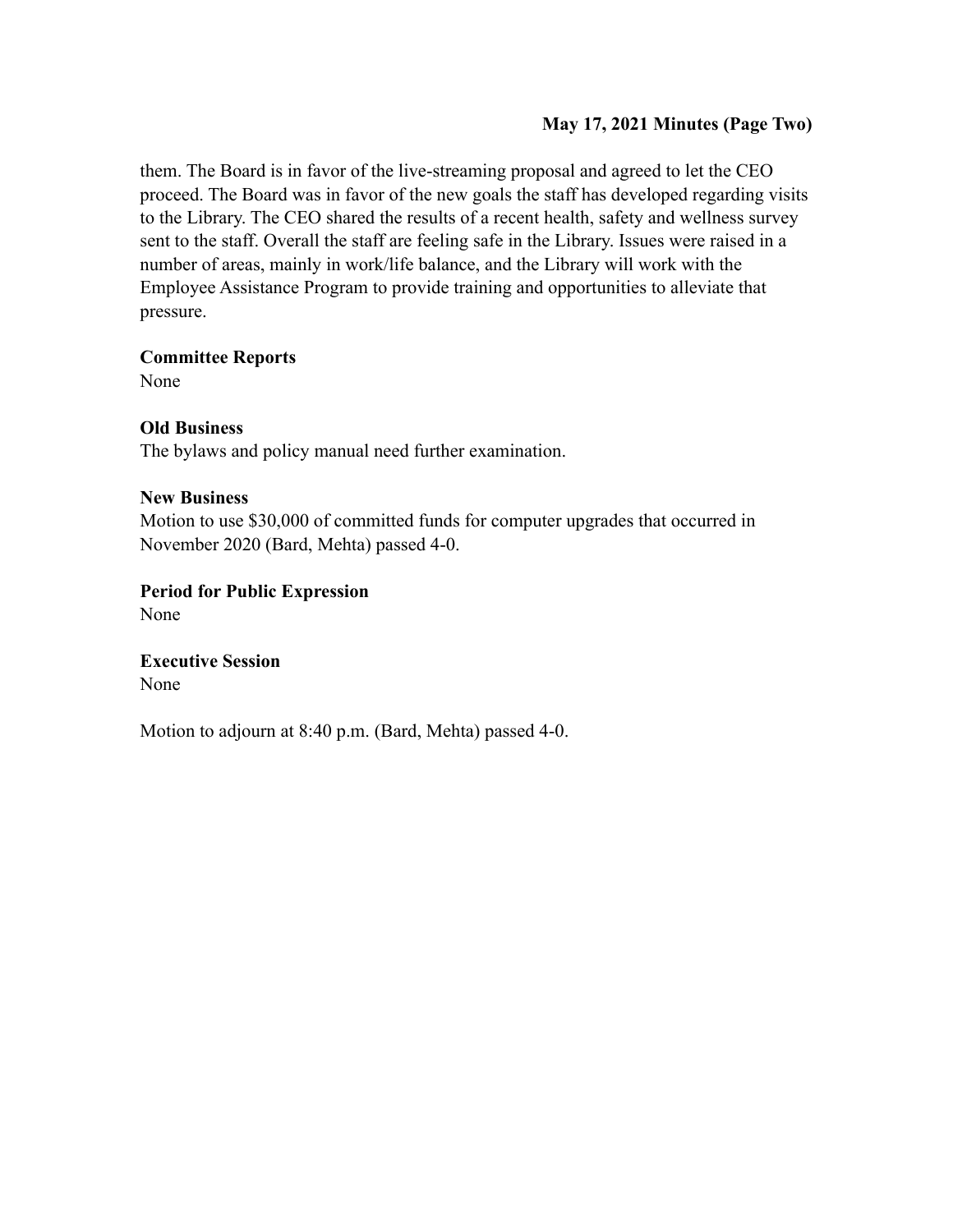them. The Board is in favor of the live-streaming proposal and agreed to let the CEO proceed. The Board was in favor of the new goals the staff has developed regarding visits to the Library. The CEO shared the results of a recent health, safety and wellness survey sent to the staff. Overall the staff are feeling safe in the Library. Issues were raised in a number of areas, mainly in work/life balance, and the Library will work with the Employee Assistance Program to provide training and opportunities to alleviate that pressure.

**Committee Reports**
None

**Old Business**
The bylaws and policy manual need further examination.

**New Business**
Motion to use $30,000 of committed funds for computer upgrades that occurred in November 2020 (Bard, Mehta) passed 4-0.

**Period for Public Expression**
None

**Executive Session**
None

Motion to adjourn at 8:40 p.m. (Bard, Mehta) passed 4-0.